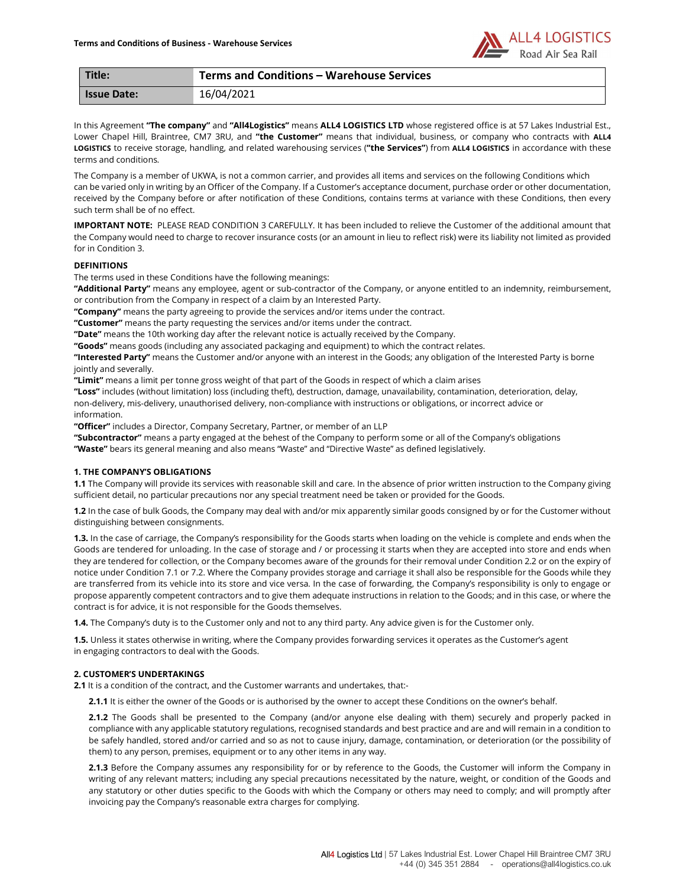| Title: | Terms and Conditions – Warehouse Services |
|---|---|
| Issue Date: | 16/04/2021 |

In this Agreement **"The company"** and **"All4Logistics"** means **ALL4 LOGISTICS LTD** whose registered office is at 57 Lakes Industrial Est., Lower Chapel Hill, Braintree, CM7 3RU, and **"the Customer"** means that individual, business, or company who contracts with **ALL4 LOGISTICS** to receive storage, handling, and related warehousing services (**"the Services"**) from **ALL4 LOGISTICS** in accordance with these terms and conditions.

The Company is a member of UKWA, is not a common carrier, and provides all items and services on the following Conditions which can be varied only in writing by an Officer of the Company. If a Customer's acceptance document, purchase order or other documentation, received by the Company before or after notification of these Conditions, contains terms at variance with these Conditions, then every such term shall be of no effect.

**IMPORTANT NOTE:** PLEASE READ CONDITION 3 CAREFULLY. It has been included to relieve the Customer of the additional amount that the Company would need to charge to recover insurance costs (or an amount in lieu to reflect risk) were its liability not limited as provided for in Condition 3.

## DEFINITIONS

The terms used in these Conditions have the following meanings:

**"Additional Party"** means any employee, agent or sub-contractor of the Company, or anyone entitled to an indemnity, reimbursement, or contribution from the Company in respect of a claim by an Interested Party.

**"Company"** means the party agreeing to provide the services and/or items under the contract.

**"Customer"** means the party requesting the services and/or items under the contract.

**"Date"** means the 10th working day after the relevant notice is actually received by the Company.

**"Goods"** means goods (including any associated packaging and equipment) to which the contract relates.

**"Interested Party"** means the Customer and/or anyone with an interest in the Goods; any obligation of the Interested Party is borne jointly and severally.

**"Limit"** means a limit per tonne gross weight of that part of the Goods in respect of which a claim arises

**"Loss"** includes (without limitation) loss (including theft), destruction, damage, unavailability, contamination, deterioration, delay, non-delivery, mis-delivery, unauthorised delivery, non-compliance with instructions or obligations, or incorrect advice or information.

**"Officer"** includes a Director, Company Secretary, Partner, or member of an LLP

**"Subcontractor"** means a party engaged at the behest of the Company to perform some or all of the Company's obligations

**"Waste"** bears its general meaning and also means "Waste" and "Directive Waste" as defined legislatively.

## 1. THE COMPANY'S OBLIGATIONS

**1.1** The Company will provide its services with reasonable skill and care. In the absence of prior written instruction to the Company giving sufficient detail, no particular precautions nor any special treatment need be taken or provided for the Goods.

**1.2** In the case of bulk Goods, the Company may deal with and/or mix apparently similar goods consigned by or for the Customer without distinguishing between consignments.

**1.3.** In the case of carriage, the Company's responsibility for the Goods starts when loading on the vehicle is complete and ends when the Goods are tendered for unloading. In the case of storage and / or processing it starts when they are accepted into store and ends when they are tendered for collection, or the Company becomes aware of the grounds for their removal under Condition 2.2 or on the expiry of notice under Condition 7.1 or 7.2. Where the Company provides storage and carriage it shall also be responsible for the Goods while they are transferred from its vehicle into its store and vice versa. In the case of forwarding, the Company's responsibility is only to engage or propose apparently competent contractors and to give them adequate instructions in relation to the Goods; and in this case, or where the contract is for advice, it is not responsible for the Goods themselves.

**1.4.** The Company's duty is to the Customer only and not to any third party. Any advice given is for the Customer only.

**1.5.** Unless it states otherwise in writing, where the Company provides forwarding services it operates as the Customer's agent in engaging contractors to deal with the Goods.

## 2. CUSTOMER'S UNDERTAKINGS

**2.1** It is a condition of the contract, and the Customer warrants and undertakes, that:-

**2.1.1** It is either the owner of the Goods or is authorised by the owner to accept these Conditions on the owner's behalf.

**2.1.2** The Goods shall be presented to the Company (and/or anyone else dealing with them) securely and properly packed in compliance with any applicable statutory regulations, recognised standards and best practice and are and will remain in a condition to be safely handled, stored and/or carried and so as not to cause injury, damage, contamination, or deterioration (or the possibility of them) to any person, premises, equipment or to any other items in any way.

**2.1.3** Before the Company assumes any responsibility for or by reference to the Goods, the Customer will inform the Company in writing of any relevant matters; including any special precautions necessitated by the nature, weight, or condition of the Goods and any statutory or other duties specific to the Goods with which the Company or others may need to comply; and will promptly after invoicing pay the Company's reasonable extra charges for complying.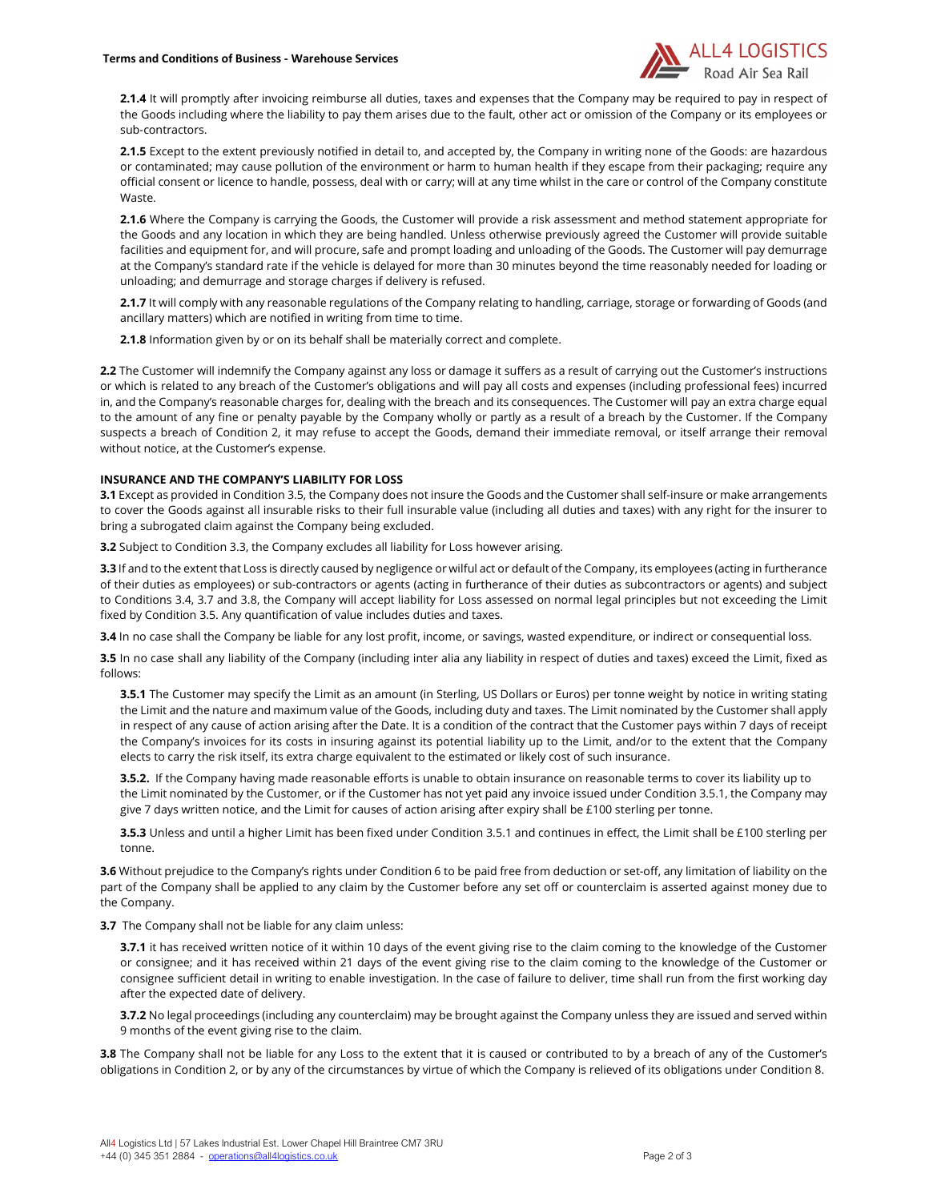**2.1.4** It will promptly after invoicing reimburse all duties, taxes and expenses that the Company may be required to pay in respect of the Goods including where the liability to pay them arises due to the fault, other act or omission of the Company or its employees or sub-contractors.

**2.1.5** Except to the extent previously notified in detail to, and accepted by, the Company in writing none of the Goods: are hazardous or contaminated; may cause pollution of the environment or harm to human health if they escape from their packaging; require any official consent or licence to handle, possess, deal with or carry; will at any time whilst in the care or control of the Company constitute Waste.

**2.1.6** Where the Company is carrying the Goods, the Customer will provide a risk assessment and method statement appropriate for the Goods and any location in which they are being handled. Unless otherwise previously agreed the Customer will provide suitable facilities and equipment for, and will procure, safe and prompt loading and unloading of the Goods. The Customer will pay demurrage at the Company's standard rate if the vehicle is delayed for more than 30 minutes beyond the time reasonably needed for loading or unloading; and demurrage and storage charges if delivery is refused.

**2.1.7** It will comply with any reasonable regulations of the Company relating to handling, carriage, storage or forwarding of Goods (and ancillary matters) which are notified in writing from time to time.

**2.1.8** Information given by or on its behalf shall be materially correct and complete.

**2.2** The Customer will indemnify the Company against any loss or damage it suffers as a result of carrying out the Customer's instructions or which is related to any breach of the Customer's obligations and will pay all costs and expenses (including professional fees) incurred in, and the Company's reasonable charges for, dealing with the breach and its consequences. The Customer will pay an extra charge equal to the amount of any fine or penalty payable by the Company wholly or partly as a result of a breach by the Customer. If the Company suspects a breach of Condition 2, it may refuse to accept the Goods, demand their immediate removal, or itself arrange their removal without notice, at the Customer's expense.

**INSURANCE AND THE COMPANY'S LIABILITY FOR LOSS**

**3.1** Except as provided in Condition 3.5, the Company does not insure the Goods and the Customer shall self-insure or make arrangements to cover the Goods against all insurable risks to their full insurable value (including all duties and taxes) with any right for the insurer to bring a subrogated claim against the Company being excluded.

**3.2** Subject to Condition 3.3, the Company excludes all liability for Loss however arising.

**3.3** If and to the extent that Loss is directly caused by negligence or wilful act or default of the Company, its employees (acting in furtherance of their duties as employees) or sub-contractors or agents (acting in furtherance of their duties as subcontractors or agents) and subject to Conditions 3.4, 3.7 and 3.8, the Company will accept liability for Loss assessed on normal legal principles but not exceeding the Limit fixed by Condition 3.5. Any quantification of value includes duties and taxes.

**3.4** In no case shall the Company be liable for any lost profit, income, or savings, wasted expenditure, or indirect or consequential loss.

**3.5** In no case shall any liability of the Company (including inter alia any liability in respect of duties and taxes) exceed the Limit, fixed as follows:

**3.5.1** The Customer may specify the Limit as an amount (in Sterling, US Dollars or Euros) per tonne weight by notice in writing stating the Limit and the nature and maximum value of the Goods, including duty and taxes. The Limit nominated by the Customer shall apply in respect of any cause of action arising after the Date. It is a condition of the contract that the Customer pays within 7 days of receipt the Company's invoices for its costs in insuring against its potential liability up to the Limit, and/or to the extent that the Company elects to carry the risk itself, its extra charge equivalent to the estimated or likely cost of such insurance.

**3.5.2.** If the Company having made reasonable efforts is unable to obtain insurance on reasonable terms to cover its liability up to the Limit nominated by the Customer, or if the Customer has not yet paid any invoice issued under Condition 3.5.1, the Company may give 7 days written notice, and the Limit for causes of action arising after expiry shall be £100 sterling per tonne.

**3.5.3** Unless and until a higher Limit has been fixed under Condition 3.5.1 and continues in effect, the Limit shall be £100 sterling per tonne.

**3.6** Without prejudice to the Company's rights under Condition 6 to be paid free from deduction or set-off, any limitation of liability on the part of the Company shall be applied to any claim by the Customer before any set off or counterclaim is asserted against money due to the Company.

**3.7** The Company shall not be liable for any claim unless:

**3.7.1** it has received written notice of it within 10 days of the event giving rise to the claim coming to the knowledge of the Customer or consignee; and it has received within 21 days of the event giving rise to the claim coming to the knowledge of the Customer or consignee sufficient detail in writing to enable investigation. In the case of failure to deliver, time shall run from the first working day after the expected date of delivery.

**3.7.2** No legal proceedings (including any counterclaim) may be brought against the Company unless they are issued and served within 9 months of the event giving rise to the claim.

**3.8** The Company shall not be liable for any Loss to the extent that it is caused or contributed to by a breach of any of the Customer's obligations in Condition 2, or by any of the circumstances by virtue of which the Company is relieved of its obligations under Condition 8.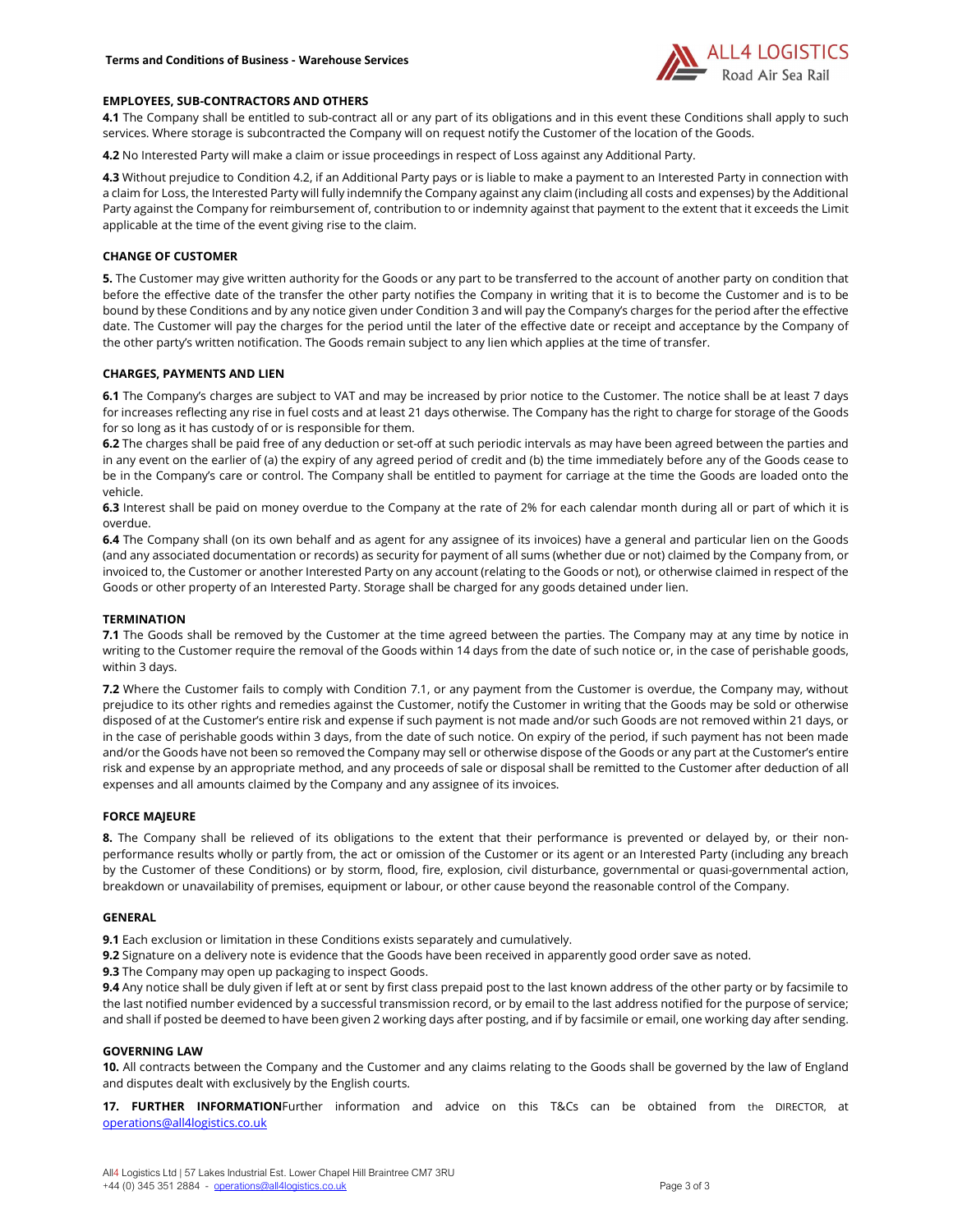## EMPLOYEES, SUB-CONTRACTORS AND OTHERS

**4.1** The Company shall be entitled to sub-contract all or any part of its obligations and in this event these Conditions shall apply to such services. Where storage is subcontracted the Company will on request notify the Customer of the location of the Goods.

**4.2** No Interested Party will make a claim or issue proceedings in respect of Loss against any Additional Party.

**4.3** Without prejudice to Condition 4.2, if an Additional Party pays or is liable to make a payment to an Interested Party in connection with a claim for Loss, the Interested Party will fully indemnify the Company against any claim (including all costs and expenses) by the Additional Party against the Company for reimbursement of, contribution to or indemnity against that payment to the extent that it exceeds the Limit applicable at the time of the event giving rise to the claim.

## CHANGE OF CUSTOMER

**5.** The Customer may give written authority for the Goods or any part to be transferred to the account of another party on condition that before the effective date of the transfer the other party notifies the Company in writing that it is to become the Customer and is to be bound by these Conditions and by any notice given under Condition 3 and will pay the Company's charges for the period after the effective date. The Customer will pay the charges for the period until the later of the effective date or receipt and acceptance by the Company of the other party's written notification. The Goods remain subject to any lien which applies at the time of transfer.

## CHARGES, PAYMENTS AND LIEN

**6.1** The Company's charges are subject to VAT and may be increased by prior notice to the Customer. The notice shall be at least 7 days for increases reflecting any rise in fuel costs and at least 21 days otherwise. The Company has the right to charge for storage of the Goods for so long as it has custody of or is responsible for them.

**6.2** The charges shall be paid free of any deduction or set-off at such periodic intervals as may have been agreed between the parties and in any event on the earlier of (a) the expiry of any agreed period of credit and (b) the time immediately before any of the Goods cease to be in the Company's care or control. The Company shall be entitled to payment for carriage at the time the Goods are loaded onto the vehicle.

**6.3** Interest shall be paid on money overdue to the Company at the rate of 2% for each calendar month during all or part of which it is overdue.

**6.4** The Company shall (on its own behalf and as agent for any assignee of its invoices) have a general and particular lien on the Goods (and any associated documentation or records) as security for payment of all sums (whether due or not) claimed by the Company from, or invoiced to, the Customer or another Interested Party on any account (relating to the Goods or not), or otherwise claimed in respect of the Goods or other property of an Interested Party. Storage shall be charged for any goods detained under lien.

## TERMINATION

**7.1** The Goods shall be removed by the Customer at the time agreed between the parties. The Company may at any time by notice in writing to the Customer require the removal of the Goods within 14 days from the date of such notice or, in the case of perishable goods, within 3 days.

**7.2** Where the Customer fails to comply with Condition 7.1, or any payment from the Customer is overdue, the Company may, without prejudice to its other rights and remedies against the Customer, notify the Customer in writing that the Goods may be sold or otherwise disposed of at the Customer's entire risk and expense if such payment is not made and/or such Goods are not removed within 21 days, or in the case of perishable goods within 3 days, from the date of such notice. On expiry of the period, if such payment has not been made and/or the Goods have not been so removed the Company may sell or otherwise dispose of the Goods or any part at the Customer's entire risk and expense by an appropriate method, and any proceeds of sale or disposal shall be remitted to the Customer after deduction of all expenses and all amounts claimed by the Company and any assignee of its invoices.

## FORCE MAJEURE

**8.** The Company shall be relieved of its obligations to the extent that their performance is prevented or delayed by, or their non-performance results wholly or partly from, the act or omission of the Customer or its agent or an Interested Party (including any breach by the Customer of these Conditions) or by storm, flood, fire, explosion, civil disturbance, governmental or quasi-governmental action, breakdown or unavailability of premises, equipment or labour, or other cause beyond the reasonable control of the Company.

## GENERAL

**9.1** Each exclusion or limitation in these Conditions exists separately and cumulatively.

**9.2** Signature on a delivery note is evidence that the Goods have been received in apparently good order save as noted.

**9.3** The Company may open up packaging to inspect Goods.

**9.4** Any notice shall be duly given if left at or sent by first class prepaid post to the last known address of the other party or by facsimile to the last notified number evidenced by a successful transmission record, or by email to the last address notified for the purpose of service; and shall if posted be deemed to have been given 2 working days after posting, and if by facsimile or email, one working day after sending.

## GOVERNING LAW

**10.** All contracts between the Company and the Customer and any claims relating to the Goods shall be governed by the law of England and disputes dealt with exclusively by the English courts.

**17. FURTHER INFORMATION**Further information and advice on this T&Cs can be obtained from the DIRECTOR, at operations@all4logistics.co.uk

All4 Logistics Ltd | 57 Lakes Industrial Est. Lower Chapel Hill Braintree CM7 3RU
+44 (0) 345 351 2884 - operations@all4logistics.co.uk